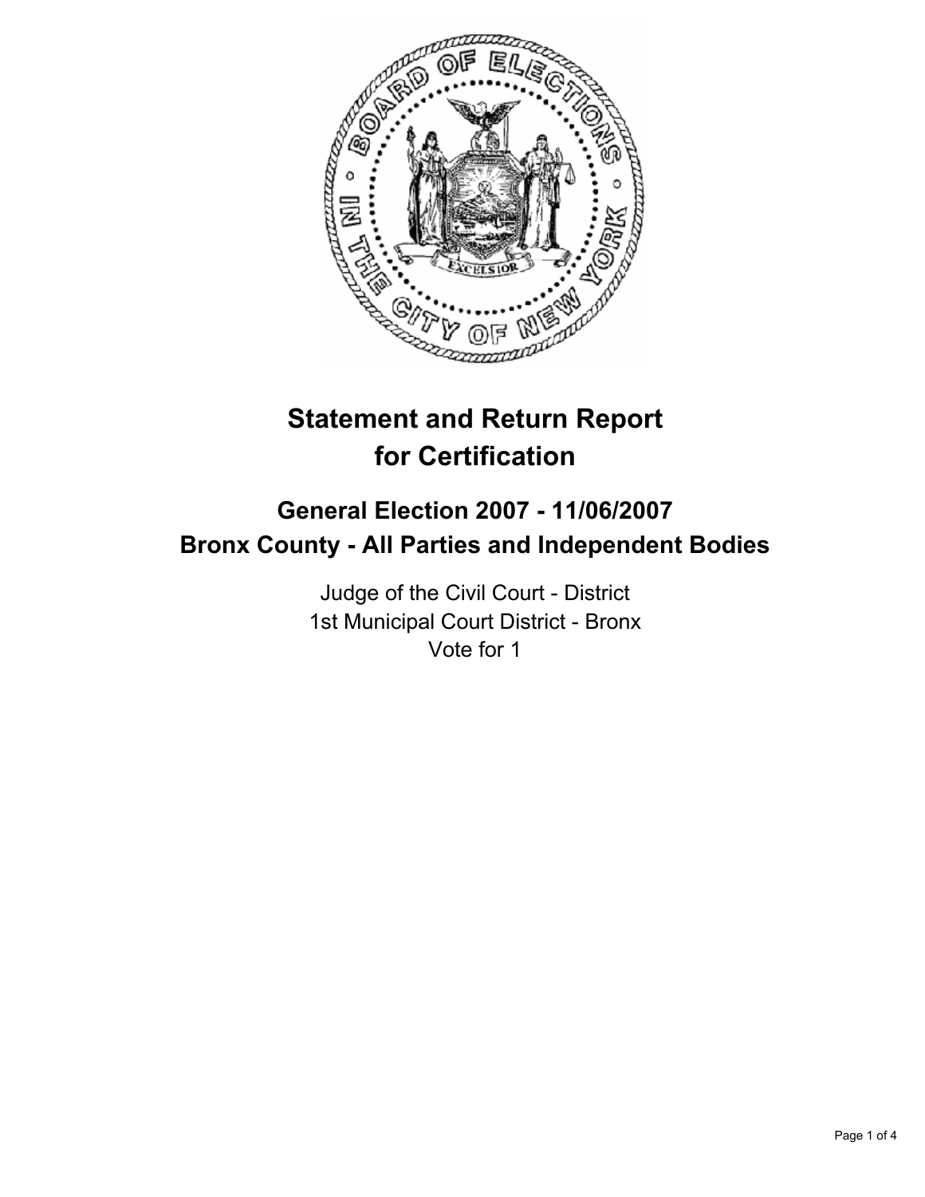# Statement and Return Report for Certification

## General Election 2007 - 11/06/2007
## Bronx County - All Parties and Independent Bodies

Judge of the Civil Court - District
1st Municipal Court District - Bronx
Vote for 1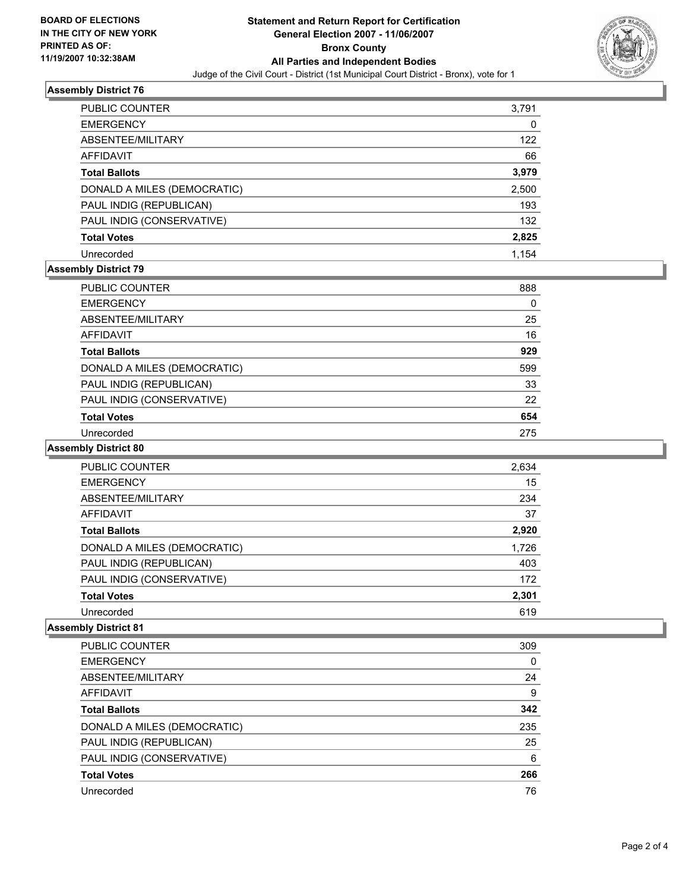**BOARD OF ELECTIONS IN THE CITY OF NEW YORK PRINTED AS OF: 11/19/2007 10:32:38AM**

# Statement and Return Report for Certification
## General Election 2007 - 11/06/2007
## Bronx County
## All Parties and Independent Bodies

Judge of the Civil Court - District (1st Municipal Court District - Bronx), vote for 1

### Assembly District 76

| | |
|---|---|
| PUBLIC COUNTER | 3,791 |
| EMERGENCY | 0 |
| ABSENTEE/MILITARY | 122 |
| AFFIDAVIT | 66 |
| **Total Ballots** | **3,979** |
| DONALD A MILES (DEMOCRATIC) | 2,500 |
| PAUL INDIG (REPUBLICAN) | 193 |
| PAUL INDIG (CONSERVATIVE) | 132 |
| **Total Votes** | **2,825** |
| Unrecorded | 1,154 |

### Assembly District 79

| | |
|---|---|
| PUBLIC COUNTER | 888 |
| EMERGENCY | 0 |
| ABSENTEE/MILITARY | 25 |
| AFFIDAVIT | 16 |
| **Total Ballots** | **929** |
| DONALD A MILES (DEMOCRATIC) | 599 |
| PAUL INDIG (REPUBLICAN) | 33 |
| PAUL INDIG (CONSERVATIVE) | 22 |
| **Total Votes** | **654** |
| Unrecorded | 275 |

### Assembly District 80

| | |
|---|---|
| PUBLIC COUNTER | 2,634 |
| EMERGENCY | 15 |
| ABSENTEE/MILITARY | 234 |
| AFFIDAVIT | 37 |
| **Total Ballots** | **2,920** |
| DONALD A MILES (DEMOCRATIC) | 1,726 |
| PAUL INDIG (REPUBLICAN) | 403 |
| PAUL INDIG (CONSERVATIVE) | 172 |
| **Total Votes** | **2,301** |
| Unrecorded | 619 |

### Assembly District 81

| | |
|---|---|
| PUBLIC COUNTER | 309 |
| EMERGENCY | 0 |
| ABSENTEE/MILITARY | 24 |
| AFFIDAVIT | 9 |
| **Total Ballots** | **342** |
| DONALD A MILES (DEMOCRATIC) | 235 |
| PAUL INDIG (REPUBLICAN) | 25 |
| PAUL INDIG (CONSERVATIVE) | 6 |
| **Total Votes** | **266** |
| Unrecorded | 76 |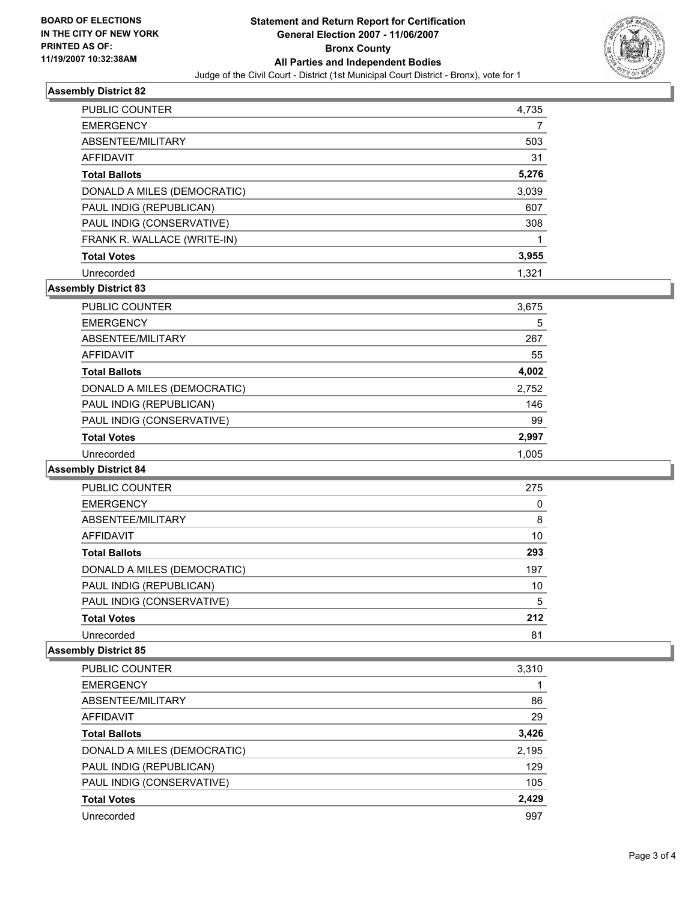**BOARD OF ELECTIONS IN THE CITY OF NEW YORK PRINTED AS OF: 11/19/2007 10:32:38AM**

# Statement and Return Report for Certification General Election 2007 - 11/06/2007 Bronx County All Parties and Independent Bodies

Judge of the Civil Court - District (1st Municipal Court District - Bronx), vote for 1

## Assembly District 82

| | |
|---|---|
| PUBLIC COUNTER | 4,735 |
| EMERGENCY | 7 |
| ABSENTEE/MILITARY | 503 |
| AFFIDAVIT | 31 |
| **Total Ballots** | **5,276** |
| DONALD A MILES (DEMOCRATIC) | 3,039 |
| PAUL INDIG (REPUBLICAN) | 607 |
| PAUL INDIG (CONSERVATIVE) | 308 |
| FRANK R. WALLACE (WRITE-IN) | 1 |
| **Total Votes** | **3,955** |
| Unrecorded | 1,321 |

## Assembly District 83

| | |
|---|---|
| PUBLIC COUNTER | 3,675 |
| EMERGENCY | 5 |
| ABSENTEE/MILITARY | 267 |
| AFFIDAVIT | 55 |
| **Total Ballots** | **4,002** |
| DONALD A MILES (DEMOCRATIC) | 2,752 |
| PAUL INDIG (REPUBLICAN) | 146 |
| PAUL INDIG (CONSERVATIVE) | 99 |
| **Total Votes** | **2,997** |
| Unrecorded | 1,005 |

## Assembly District 84

| | |
|---|---|
| PUBLIC COUNTER | 275 |
| EMERGENCY | 0 |
| ABSENTEE/MILITARY | 8 |
| AFFIDAVIT | 10 |
| **Total Ballots** | **293** |
| DONALD A MILES (DEMOCRATIC) | 197 |
| PAUL INDIG (REPUBLICAN) | 10 |
| PAUL INDIG (CONSERVATIVE) | 5 |
| **Total Votes** | **212** |
| Unrecorded | 81 |

## Assembly District 85

| | |
|---|---|
| PUBLIC COUNTER | 3,310 |
| EMERGENCY | 1 |
| ABSENTEE/MILITARY | 86 |
| AFFIDAVIT | 29 |
| **Total Ballots** | **3,426** |
| DONALD A MILES (DEMOCRATIC) | 2,195 |
| PAUL INDIG (REPUBLICAN) | 129 |
| PAUL INDIG (CONSERVATIVE) | 105 |
| **Total Votes** | **2,429** |
| Unrecorded | 997 |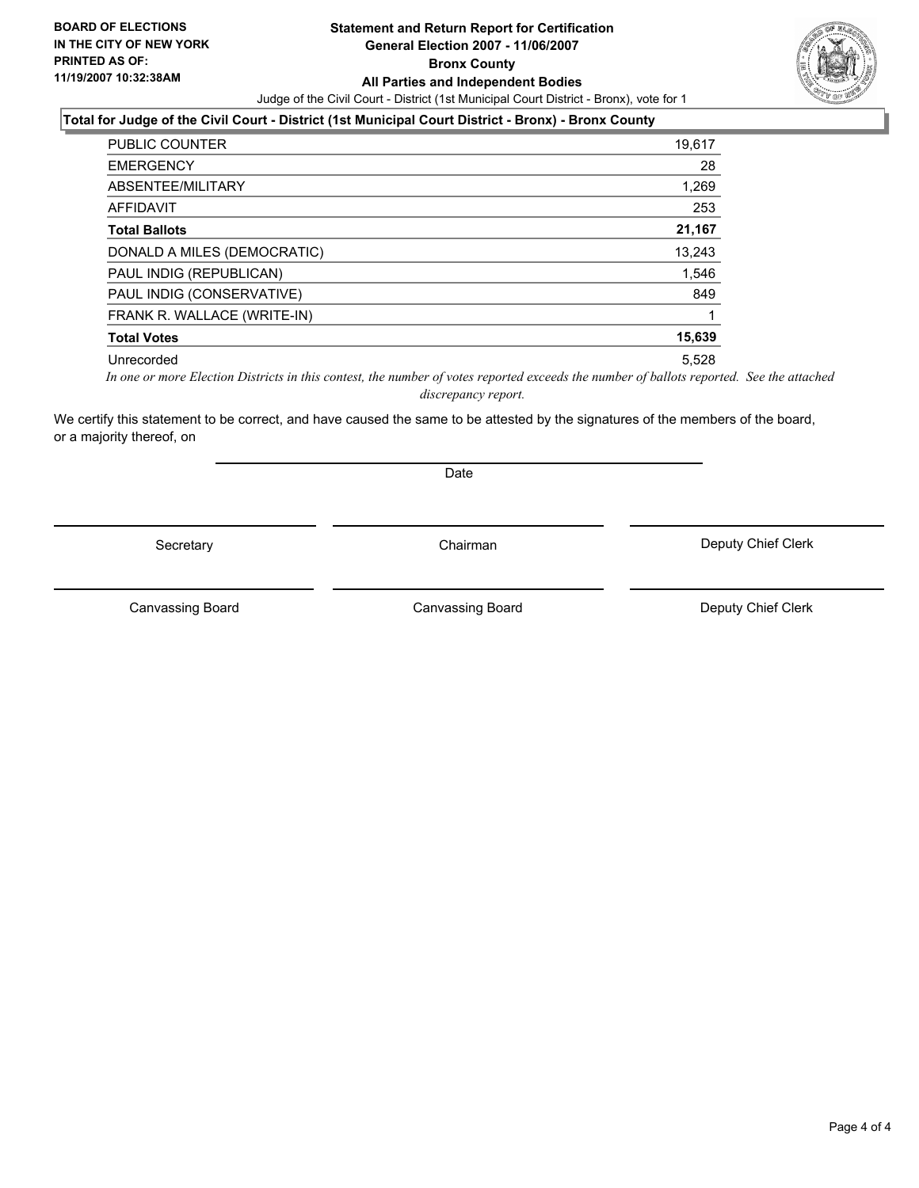**BOARD OF ELECTIONS IN THE CITY OF NEW YORK PRINTED AS OF: 11/19/2007 10:32:38AM**

# Statement and Return Report for Certification General Election 2007 - 11/06/2007 Bronx County All Parties and Independent Bodies

Judge of the Civil Court - District (1st Municipal Court District - Bronx), vote for 1

## Total for Judge of the Civil Court - District (1st Municipal Court District - Bronx) - Bronx County

| | |
|---|---|
| PUBLIC COUNTER | 19,617 |
| EMERGENCY | 28 |
| ABSENTEE/MILITARY | 1,269 |
| AFFIDAVIT | 253 |
| **Total Ballots** | **21,167** |
| DONALD A MILES (DEMOCRATIC) | 13,243 |
| PAUL INDIG (REPUBLICAN) | 1,546 |
| PAUL INDIG (CONSERVATIVE) | 849 |
| FRANK R. WALLACE (WRITE-IN) | 1 |
| **Total Votes** | **15,639** |
| Unrecorded | 5,528 |

*In one or more Election Districts in this contest, the number of votes reported exceeds the number of ballots reported. See the attached discrepancy report.*

We certify this statement to be correct, and have caused the same to be attested by the signatures of the members of the board, or a majority thereof, on

Date

Secretary | Chairman | Deputy Chief Clerk

Canvassing Board | Canvassing Board | Deputy Chief Clerk